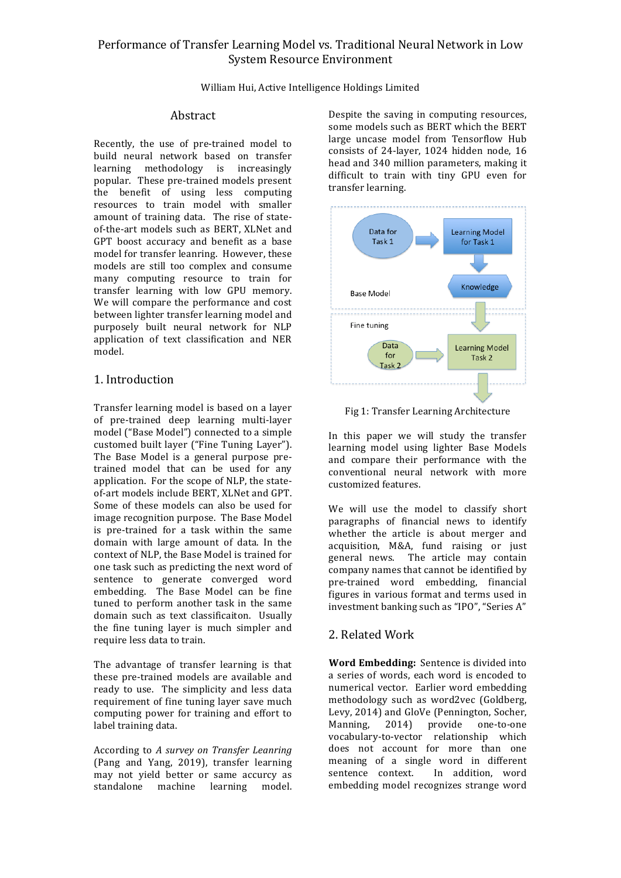# Performance of Transfer Learning Model vs. Traditional Neural Network in Low System Resource Environment

William Hui, Active Intelligence Holdings Limited

## Abstract

Recently, the use of pre-trained model to build neural network based on transfer learning methodology is increasingly popular. These pre-trained models present the benefit of using less computing resources to train model with smaller amount of training data. The rise of state-of-the-art models such as BERT, XLNet and GPT boost accuracy and benefit as a base model for transfer leanring. However, these models are still too complex and consume many computing resource to train for transfer learning with low GPU memory. We will compare the performance and cost between lighter transfer learning model and purposely built neural network for NLP application of text classification and NER model.

## 1. Introduction

Transfer learning model is based on a layer of pre-trained deep learning multi-layer model ("Base Model") connected to a simple customed built layer ("Fine Tuning Layer"). The Base Model is a general purpose pre-trained model that can be used for any application. For the scope of NLP, the state-of-art models include BERT, XLNet and GPT. Some of these models can also be used for image recognition purpose. The Base Model is pre-trained for a task within the same domain with large amount of data. In the context of NLP, the Base Model is trained for one task such as predicting the next word of sentence to generate converged word embedding. The Base Model can be fine tuned to perform another task in the same domain such as text classificaiton. Usually the fine tuning layer is much simpler and require less data to train.

The advantage of transfer learning is that these pre-trained models are available and ready to use. The simplicity and less data requirement of fine tuning layer save much computing power for training and effort to label training data.

According to *A survey on Transfer Leanring* (Pang and Yang, 2019), transfer learning may not yield better or same accurcy as standalone machine learning model. Despite the saving in computing resources, some models such as BERT which the BERT large uncase model from Tensorflow Hub consists of 24-layer, 1024 hidden node, 16 head and 340 million parameters, making it difficult to train with tiny GPU even for transfer learning.

Fig 1: Transfer Learning Architecture

In this paper we will study the transfer learning model using lighter Base Models and compare their performance with the conventional neural network with more customized features.

We will use the model to classify short paragraphs of financial news to identify whether the article is about merger and acquisition, M&A, fund raising or just general news. The article may contain company names that cannot be identified by pre-trained word embedding, financial figures in various format and terms used in investment banking such as "IPO", "Series A"

## 2. Related Work

**Word Embedding:** Sentence is divided into a series of words, each word is encoded to numerical vector. Earlier word embedding methodology such as word2vec (Goldberg, Levy, 2014) and GloVe (Pennington, Socher, Manning, 2014) provide one-to-one vocabulary-to-vector relationship which does not account for more than one meaning of a single word in different sentence context. In addition, word embedding model recognizes strange word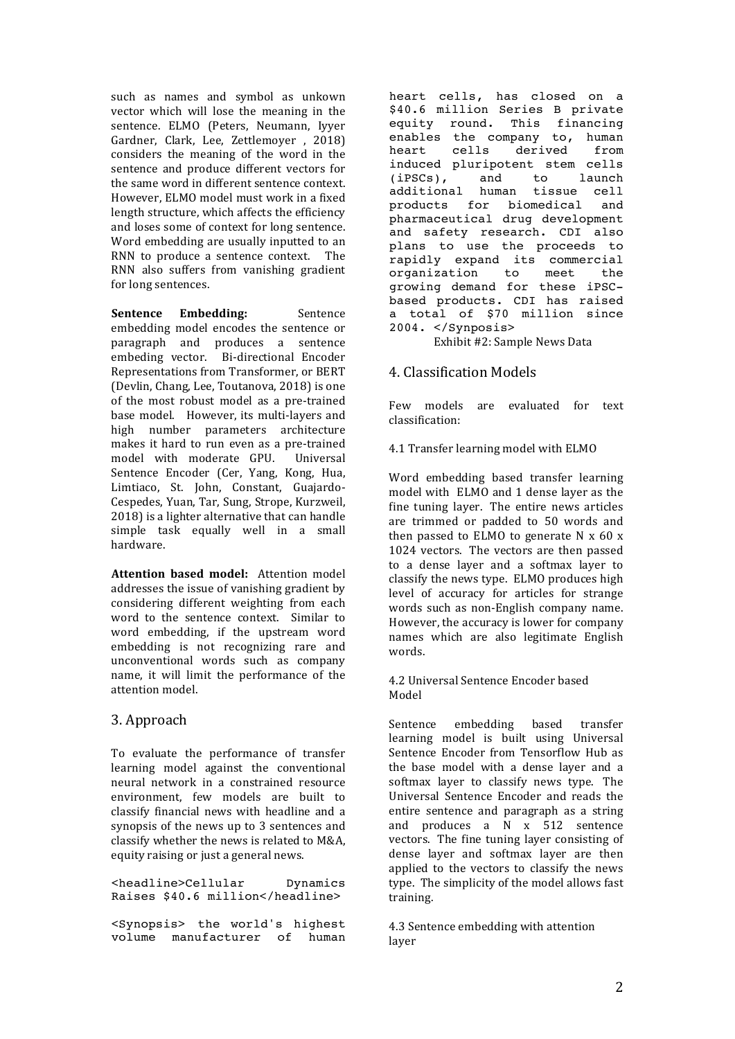such as names and symbol as unkown vector which will lose the meaning in the sentence. ELMO (Peters, Neumann, Iyyer Gardner, Clark, Lee, Zettlemoyer , 2018) considers the meaning of the word in the sentence and produce different vectors for the same word in different sentence context. However, ELMO model must work in a fixed length structure, which affects the efficiency and loses some of context for long sentence. Word embedding are usually inputted to an RNN to produce a sentence context. The RNN also suffers from vanishing gradient for long sentences.

**Sentence Embedding:** Sentence embedding model encodes the sentence or paragraph and produces a sentence embeding vector. Bi-directional Encoder Representations from Transformer, or BERT (Devlin, Chang, Lee, Toutanova, 2018) is one of the most robust model as a pre-trained base model. However, its multi-layers and high number parameters architecture makes it hard to run even as a pre-trained model with moderate GPU. Universal Sentence Encoder (Cer, Yang, Kong, Hua, Limtiaco, St. John, Constant, Guajardo-Cespedes, Yuan, Tar, Sung, Strope, Kurzweil, 2018) is a lighter alternative that can handle simple task equally well in a small hardware.

**Attention based model:** Attention model addresses the issue of vanishing gradient by considering different weighting from each word to the sentence context. Similar to word embedding, if the upstream word embedding is not recognizing rare and unconventional words such as company name, it will limit the performance of the attention model.

## 3. Approach

To evaluate the performance of transfer learning model against the conventional neural network in a constrained resource environment, few models are built to classify financial news with headline and a synopsis of the news up to 3 sentences and classify whether the news is related to M&A, equity raising or just a general news.

```
<headline>Cellular Dynamics Raises $40.6 million</headline>

<Synopsis> the world's highest volume manufacturer of human heart cells, has closed on a $40.6 million Series B private equity round. This financing enables the company to, human heart cells derived from induced pluripotent stem cells (iPSCs), and to launch additional human tissue cell products for biomedical and pharmaceutical drug development and safety research. CDI also plans to use the proceeds to rapidly expand its commercial organization to meet the growing demand for these iPSC-based products. CDI has raised a total of $70 million since 2004. </Synposis>
```

Exhibit #2: Sample News Data

## 4. Classification Models

Few models are evaluated for text classification:

### 4.1 Transfer learning model with ELMO

Word embedding based transfer learning model with ELMO and 1 dense layer as the fine tuning layer. The entire news articles are trimmed or padded to 50 words and then passed to ELMO to generate N x 60 x 1024 vectors. The vectors are then passed to a dense layer and a softmax layer to classify the news type. ELMO produces high level of accuracy for articles for strange words such as non-English company name. However, the accuracy is lower for company names which are also legitimate English words.

### 4.2 Universal Sentence Encoder based Model

Sentence embedding based transfer learning model is built using Universal Sentence Encoder from Tensorflow Hub as the base model with a dense layer and a softmax layer to classify news type. The Universal Sentence Encoder and reads the entire sentence and paragraph as a string and produces a N x 512 sentence vectors. The fine tuning layer consisting of dense layer and softmax layer are then applied to the vectors to classify the news type. The simplicity of the model allows fast training.

### 4.3 Sentence embedding with attention layer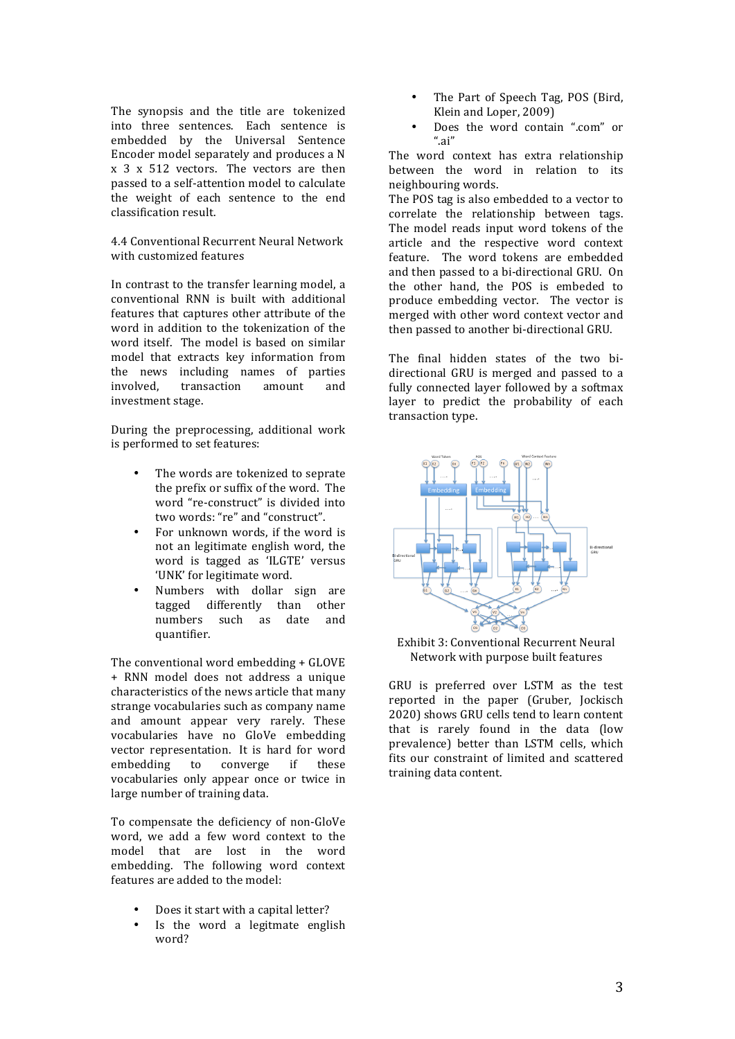The synopsis and the title are tokenized into three sentences. Each sentence is embedded by the Universal Sentence Encoder model separately and produces a N x 3 x 512 vectors. The vectors are then passed to a self-attention model to calculate the weight of each sentence to the end classification result.

### 4.4 Conventional Recurrent Neural Network with customized features

In contrast to the transfer learning model, a conventional RNN is built with additional features that captures other attribute of the word in addition to the tokenization of the word itself. The model is based on similar model that extracts key information from the news including names of parties involved, transaction amount and investment stage.

During the preprocessing, additional work is performed to set features:

- The words are tokenized to seprate the prefix or suffix of the word. The word "re-construct" is divided into two words: "re" and "construct".
- For unknown words, if the word is not an legitimate english word, the word is tagged as 'ILGTE' versus 'UNK' for legitimate word.
- Numbers with dollar sign are tagged differently than other numbers such as date and quantifier.

The conventional word embedding + GLOVE + RNN model does not address a unique characteristics of the news article that many strange vocabularies such as company name and amount appear very rarely. These vocabularies have no GloVe embedding vector representation. It is hard for word embedding to converge if these vocabularies only appear once or twice in large number of training data.

To compensate the deficiency of non-GloVe word, we add a few word context to the model that are lost in the word embedding. The following word context features are added to the model:

- Does it start with a capital letter?
- Is the word a legitmate english word?
- The Part of Speech Tag, POS (Bird, Klein and Loper, 2009)
- Does the word contain ".com" or ".ai"

The word context has extra relationship between the word in relation to its neighbouring words.

The POS tag is also embedded to a vector to correlate the relationship between tags. The model reads input word tokens of the article and the respective word context feature. The word tokens are embedded and then passed to a bi-directional GRU. On the other hand, the POS is embeded to produce embedding vector. The vector is merged with other word context vector and then passed to another bi-directional GRU.

The final hidden states of the two bi-directional GRU is merged and passed to a fully connected layer followed by a softmax layer to predict the probability of each transaction type.

Exhibit 3: Conventional Recurrent Neural Network with purpose built features

GRU is preferred over LSTM as the test reported in the paper (Gruber, Jockisch 2020) shows GRU cells tend to learn content that is rarely found in the data (low prevalence) better than LSTM cells, which fits our constraint of limited and scattered training data content.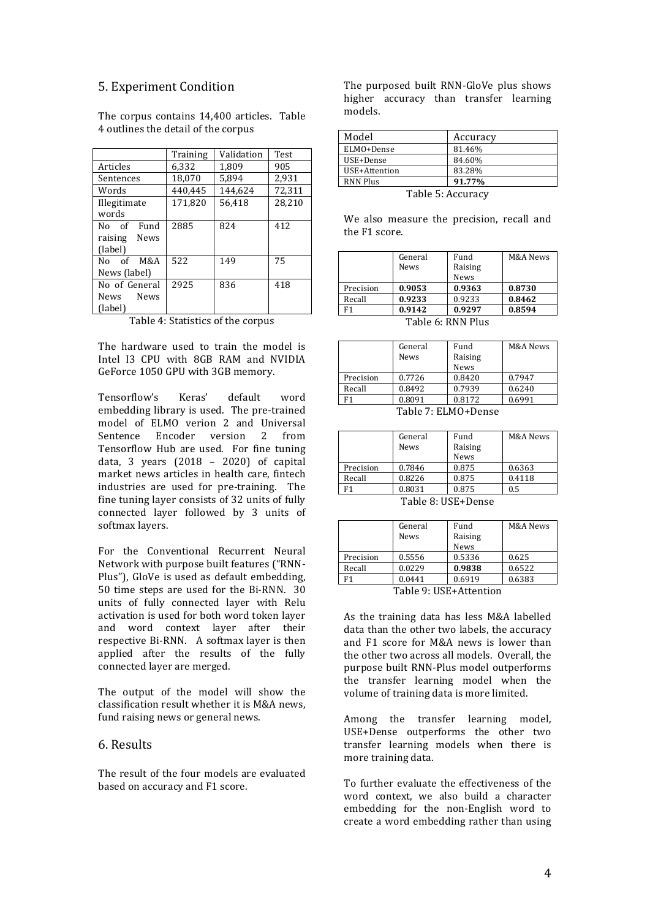## 5. Experiment Condition

The corpus contains 14,400 articles. Table 4 outlines the detail of the corpus

| | Training | Validation | Test |
|---|---|---|---|
| Articles | 6,332 | 1,809 | 905 |
| Sentences | 18,070 | 5,894 | 2,931 |
| Words | 440,445 | 144,624 | 72,311 |
| Illegitimate words | 171,820 | 56,418 | 28,210 |
| No of Fund raising News (label) | 2885 | 824 | 412 |
| No of M&A News (label) | 522 | 149 | 75 |
| No of General News News (label) | 2925 | 836 | 418 |

Table 4: Statistics of the corpus

The hardware used to train the model is Intel I3 CPU with 8GB RAM and NVIDIA GeForce 1050 GPU with 3GB memory.

Tensorflow's Keras' default word embedding library is used. The pre-trained model of ELMO verion 2 and Universal Sentence Encoder version 2 from Tensorflow Hub are used. For fine tuning data, 3 years (2018 – 2020) of capital market news articles in health care, fintech industries are used for pre-training. The fine tuning layer consists of 32 units of fully connected layer followed by 3 units of softmax layers.

For the Conventional Recurrent Neural Network with purpose built features ("RNN-Plus"), GloVe is used as default embedding, 50 time steps are used for the Bi-RNN. 30 units of fully connected layer with Relu activation is used for both word token layer and word context layer after their respective Bi-RNN. A softmax layer is then applied after the results of the fully connected layer are merged.

The output of the model will show the classification result whether it is M&A news, fund raising news or general news.

## 6. Results

The result of the four models are evaluated based on accuracy and F1 score.

The purposed built RNN-GloVe plus shows higher accuracy than transfer learning models.

| Model | Accuracy |
|---|---|
| ELMO+Dense | 81.46% |
| USE+Dense | 84.60% |
| USE+Attention | 83.28% |
| RNN Plus | **91.77%** |

Table 5: Accuracy

We also measure the precision, recall and the F1 score.

| | General News | Fund Raising News | M&A News |
|---|---|---|---|
| Precision | **0.9053** | **0.9363** | **0.8730** |
| Recall | **0.9233** | 0.9233 | **0.8462** |
| F1 | **0.9142** | **0.9297** | **0.8594** |

Table 6: RNN Plus

| | General News | Fund Raising News | M&A News |
|---|---|---|---|
| Precision | 0.7726 | 0.8420 | 0.7947 |
| Recall | 0.8492 | 0.7939 | 0.6240 |
| F1 | 0.8091 | 0.8172 | 0.6991 |

Table 7: ELMO+Dense

| | General News | Fund Raising News | M&A News |
|---|---|---|---|
| Precision | 0.7846 | 0.875 | 0.6363 |
| Recall | 0.8226 | 0.875 | 0.4118 |
| F1 | 0.8031 | 0.875 | 0.5 |

Table 8: USE+Dense

| | General News | Fund Raising News | M&A News |
|---|---|---|---|
| Precision | 0.5556 | 0.5336 | 0.625 |
| Recall | 0.0229 | **0.9838** | 0.6522 |
| F1 | 0.0441 | 0.6919 | 0.6383 |

Table 9: USE+Attention

As the training data has less M&A labelled data than the other two labels, the accuracy and F1 score for M&A news is lower than the other two across all models. Overall, the purpose built RNN-Plus model outperforms the transfer learning model when the volume of training data is more limited.

Among the transfer learning model, USE+Dense outperforms the other two transfer learning models when there is more training data.

To further evaluate the effectiveness of the word context, we also build a character embedding for the non-English word to create a word embedding rather than using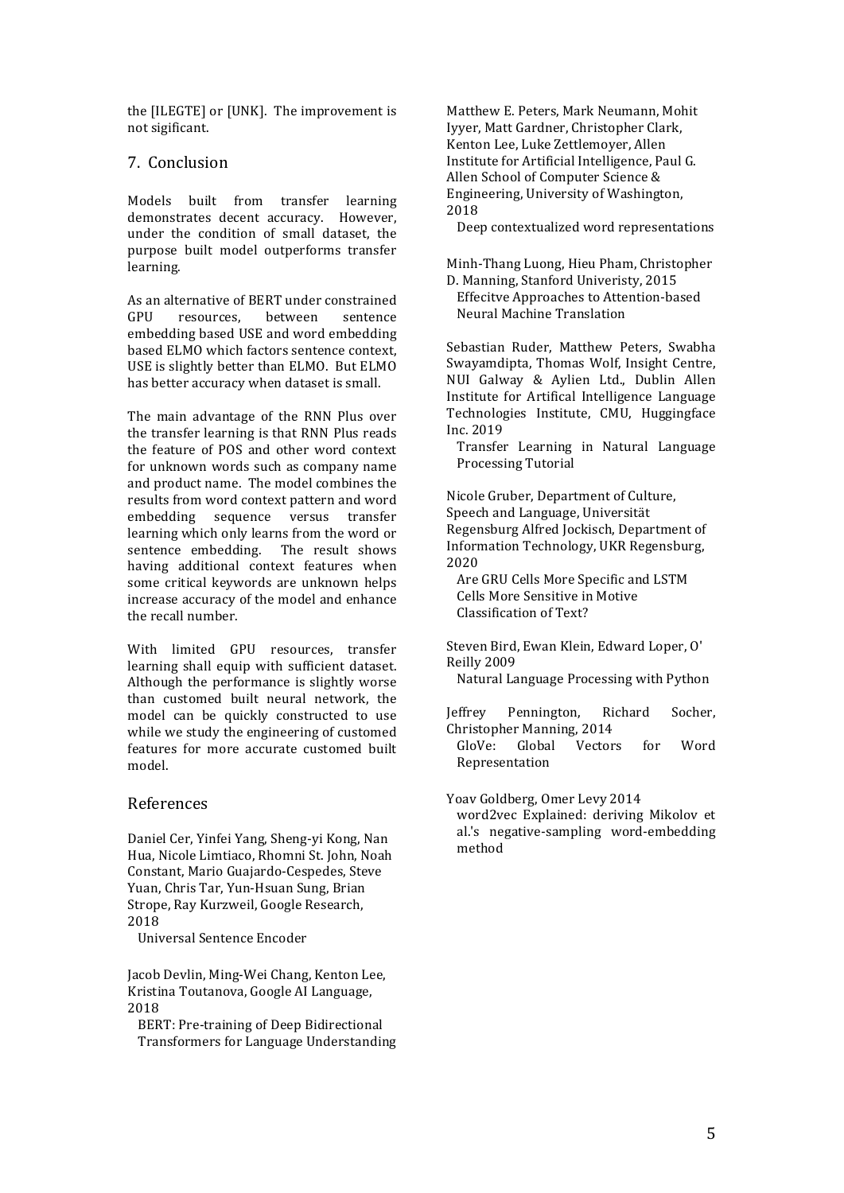the [ILEGTE] or [UNK]. The improvement is not sigificant.

## 7. Conclusion

Models built from transfer learning demonstrates decent accuracy. However, under the condition of small dataset, the purpose built model outperforms transfer learning.

As an alternative of BERT under constrained GPU resources, between sentence embedding based USE and word embedding based ELMO which factors sentence context, USE is slightly better than ELMO. But ELMO has better accuracy when dataset is small.

The main advantage of the RNN Plus over the transfer learning is that RNN Plus reads the feature of POS and other word context for unknown words such as company name and product name. The model combines the results from word context pattern and word embedding sequence versus transfer learning which only learns from the word or sentence embedding. The result shows having additional context features when some critical keywords are unknown helps increase accuracy of the model and enhance the recall number.

With limited GPU resources, transfer learning shall equip with sufficient dataset. Although the performance is slightly worse than customed built neural network, the model can be quickly constructed to use while we study the engineering of customed features for more accurate customed built model.

## References

Daniel Cer, Yinfei Yang, Sheng-yi Kong, Nan Hua, Nicole Limtiaco, Rhomni St. John, Noah Constant, Mario Guajardo-Cespedes, Steve Yuan, Chris Tar, Yun-Hsuan Sung, Brian Strope, Ray Kurzweil, Google Research, 2018
Universal Sentence Encoder

Jacob Devlin, Ming-Wei Chang, Kenton Lee, Kristina Toutanova, Google AI Language, 2018
BERT: Pre-training of Deep Bidirectional Transformers for Language Understanding

Matthew E. Peters, Mark Neumann, Mohit Iyyer, Matt Gardner, Christopher Clark, Kenton Lee, Luke Zettlemoyer, Allen Institute for Artificial Intelligence, Paul G. Allen School of Computer Science & Engineering, University of Washington, 2018
Deep contextualized word representations

Minh-Thang Luong, Hieu Pham, Christopher D. Manning, Stanford Univeristy, 2015
Effecitve Approaches to Attention-based Neural Machine Translation

Sebastian Ruder, Matthew Peters, Swabha Swayamdipta, Thomas Wolf, Insight Centre, NUI Galway & Aylien Ltd., Dublin Allen Institute for Artifical Intelligence Language Technologies Institute, CMU, Huggingface Inc. 2019
Transfer Learning in Natural Language Processing Tutorial

Nicole Gruber, Department of Culture, Speech and Language, Universität Regensburg Alfred Jockisch, Department of Information Technology, UKR Regensburg, 2020
Are GRU Cells More Specific and LSTM Cells More Sensitive in Motive Classification of Text?

Steven Bird, Ewan Klein, Edward Loper, O' Reilly 2009
Natural Language Processing with Python

Jeffrey Pennington, Richard Socher, Christopher Manning, 2014
GloVe: Global Vectors for Word Representation

Yoav Goldberg, Omer Levy 2014
word2vec Explained: deriving Mikolov et al.'s negative-sampling word-embedding method